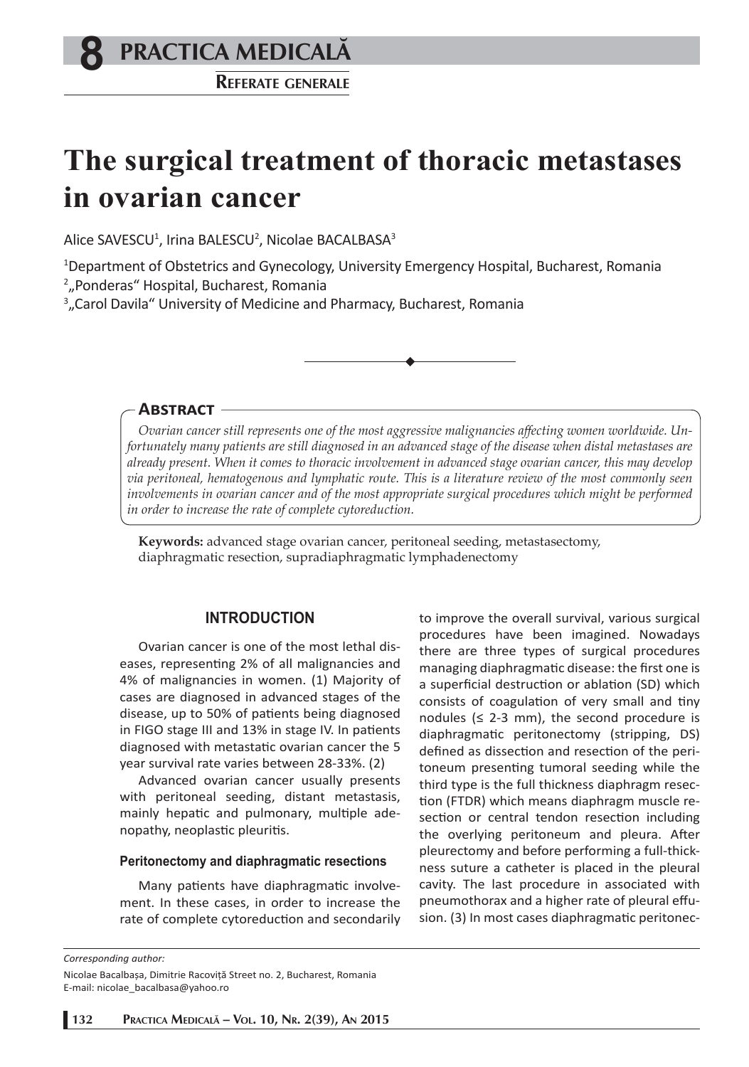**Referate generale**

# The surgical treatment of thoracic metastases in ovarian cancer

Alice SAVESCU[1], Irina BALESCU[2], Nicolae BACALBASA[3]

[1]Department of Obstetrics and Gynecology, University Emergency Hospital, Bucharest, Romania
[2]„Ponderas" Hospital, Bucharest, Romania
[3]„Carol Davila" University of Medicine and Pharmacy, Bucharest, Romania

## Abstract

*Ovarian cancer still represents one of the most aggressive malignancies affecting women worldwide. Unfortunately many patients are still diagnosed in an advanced stage of the disease when distal metastases are already present. When it comes to thoracic involvement in advanced stage ovarian cancer, this may develop via peritoneal, hematogenous and lymphatic route. This is a literature review of the most commonly seen involvements in ovarian cancer and of the most appropriate surgical procedures which might be performed in order to increase the rate of complete cytoreduction.*

**Keywords:** advanced stage ovarian cancer, peritoneal seeding, metastasectomy, diaphragmatic resection, supradiaphragmatic lymphadenectomy

## INTRODUCTION

Ovarian cancer is one of the most lethal diseases, representing 2% of all malignancies and 4% of malignancies in women. (1) Majority of cases are diagnosed in advanced stages of the disease, up to 50% of patients being diagnosed in FIGO stage III and 13% in stage IV. In patients diagnosed with metastatic ovarian cancer the 5 year survival rate varies between 28-33%. (2)

Advanced ovarian cancer usually presents with peritoneal seeding, distant metastasis, mainly hepatic and pulmonary, multiple adenopathy, neoplastic pleuritis.

### Peritonectomy and diaphragmatic resections

Many patients have diaphragmatic involvement. In these cases, in order to increase the rate of complete cytoreduction and secondarily to improve the overall survival, various surgical procedures have been imagined. Nowadays there are three types of surgical procedures managing diaphragmatic disease: the first one is a superficial destruction or ablation (SD) which consists of coagulation of very small and tiny nodules (≤ 2-3 mm), the second procedure is diaphragmatic peritonectomy (stripping, DS) defined as dissection and resection of the peritoneum presenting tumoral seeding while the third type is the full thickness diaphragm resection (FTDR) which means diaphragm muscle resection or central tendon resection including the overlying peritoneum and pleura. After pleurectomy and before performing a full-thickness suture a catheter is placed in the pleural cavity. The last procedure in associated with pneumothorax and a higher rate of pleural effusion. (3) In most cases diaphragmatic peritonec-

*Corresponding author:*
Nicolae Bacalbașa, Dimitrie Racoviță Street no. 2, Bucharest, Romania
E-mail: nicolae_bacalbasa@yahoo.ro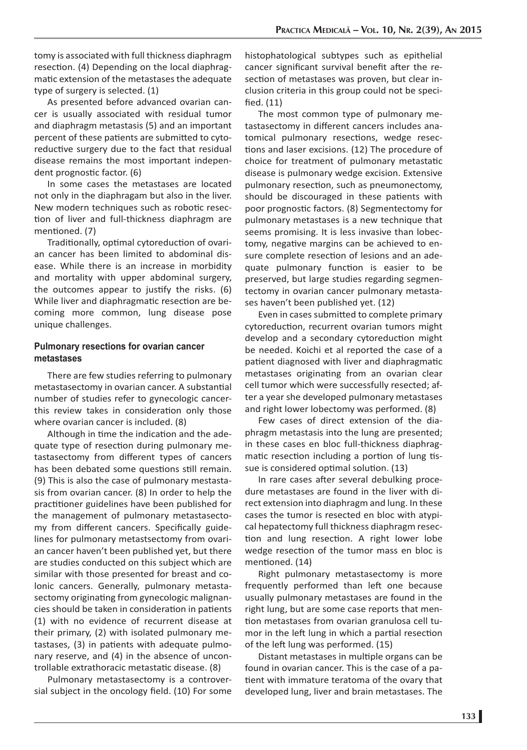tomy is associated with full thickness diaphragm resection. (4) Depending on the local diaphragmatic extension of the metastases the adequate type of surgery is selected. (1)

As presented before advanced ovarian cancer is usually associated with residual tumor and diaphragm metastasis (5) and an important percent of these patients are submitted to cytoreductive surgery due to the fact that residual disease remains the most important independent prognostic factor. (6)

In some cases the metastases are located not only in the diaphragam but also in the liver. New modern techniques such as robotic resection of liver and full-thickness diaphragm are mentioned. (7)

Traditionally, optimal cytoreduction of ovarian cancer has been limited to abdominal disease. While there is an increase in morbidity and mortality with upper abdominal surgery, the outcomes appear to justify the risks. (6) While liver and diaphragmatic resection are becoming more common, lung disease pose unique challenges.

### Pulmonary resections for ovarian cancer metastases

There are few studies referring to pulmonary metastasectomy in ovarian cancer. A substantial number of studies refer to gynecologic cancer- this review takes in consideration only those where ovarian cancer is included. (8)

Although in time the indication and the adequate type of resection during pulmonary metastasectomy from different types of cancers has been debated some questions still remain. (9) This is also the case of pulmonary mestastasis from ovarian cancer. (8) In order to help the practitioner guidelines have been published for the management of pulmonary metastasectomy from different cancers. Specifically guidelines for pulmonary metastsectomy from ovarian cancer haven't been published yet, but there are studies conducted on this subject which are similar with those presented for breast and colonic cancers. Generally, pulmonary metastasectomy originating from gynecologic malignancies should be taken in consideration in patients (1) with no evidence of recurrent disease at their primary, (2) with isolated pulmonary metastases, (3) in patients with adequate pulmonary reserve, and (4) in the absence of uncontrollable extrathoracic metastatic disease. (8)

Pulmonary metastasectomy is a controversial subject in the oncology field. (10) For some histophatological subtypes such as epithelial cancer significant survival benefit after the resection of metastases was proven, but clear inclusion criteria in this group could not be specified. (11)

The most common type of pulmonary metastasectomy in different cancers includes anatomical pulmonary resections, wedge resections and laser excisions. (12) The procedure of choice for treatment of pulmonary metastatic disease is pulmonary wedge excision. Extensive pulmonary resection, such as pneumonectomy, should be discouraged in these patients with poor prognostic factors. (8) Segmentectomy for pulmonary metastases is a new technique that seems promising. It is less invasive than lobectomy, negative margins can be achieved to ensure complete resection of lesions and an adequate pulmonary function is easier to be preserved, but large studies regarding segmentectomy in ovarian cancer pulmonary metastases haven't been published yet. (12)

Even in cases submitted to complete primary cytoreduction, recurrent ovarian tumors might develop and a secondary cytoreduction might be needed. Koichi et al reported the case of a patient diagnosed with liver and diaphragmatic metastases originating from an ovarian clear cell tumor which were successfully resected; after a year she developed pulmonary metastases and right lower lobectomy was performed. (8)

Few cases of direct extension of the diaphragm metastasis into the lung are presented; in these cases en bloc full-thickness diaphragmatic resection including a portion of lung tissue is considered optimal solution. (13)

In rare cases after several debulking procedure metastases are found in the liver with direct extension into diaphragm and lung. In these cases the tumor is resected en bloc with atypical hepatectomy full thickness diaphragm resection and lung resection. A right lower lobe wedge resection of the tumor mass en bloc is mentioned. (14)

Right pulmonary metastasectomy is more frequently performed than left one because usually pulmonary metastases are found in the right lung, but are some case reports that mention metastases from ovarian granulosa cell tumor in the left lung in which a partial resection of the left lung was performed. (15)

Distant metastases in multiple organs can be found in ovarian cancer. This is the case of a patient with immature teratoma of the ovary that developed lung, liver and brain metastases. The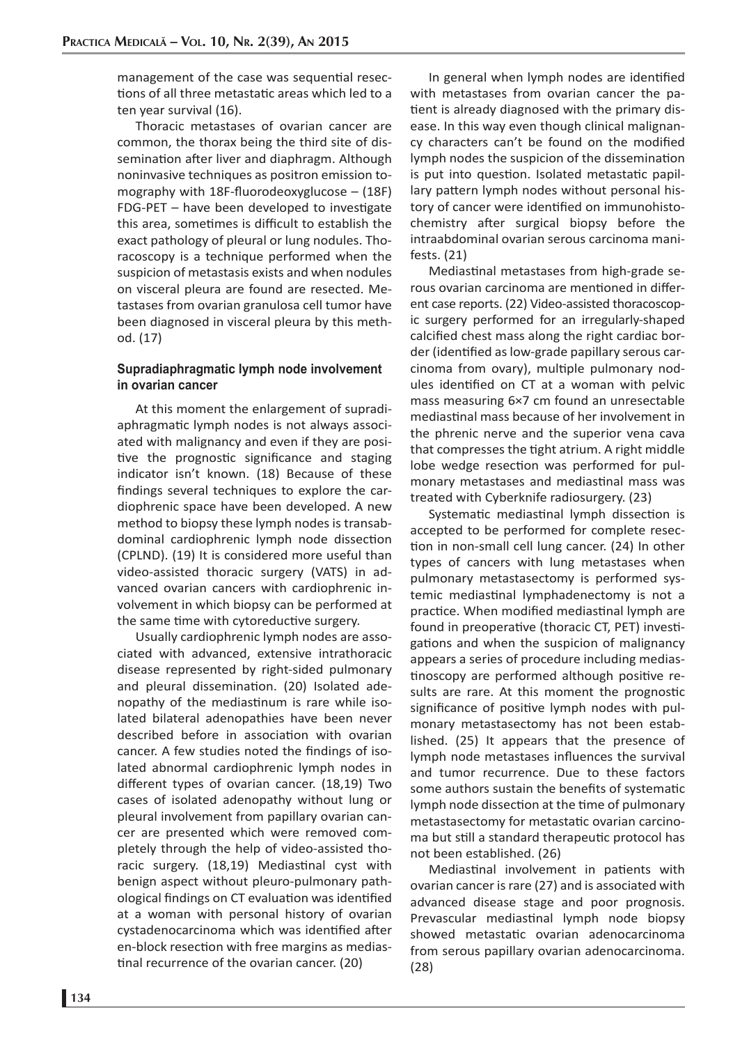management of the case was sequential resections of all three metastatic areas which led to a ten year survival (16).

Thoracic metastases of ovarian cancer are common, the thorax being the third site of dissemination after liver and diaphragm. Although noninvasive techniques as positron emission tomography with 18F-fluorodeoxyglucose – (18F) FDG-PET – have been developed to investigate this area, sometimes is difficult to establish the exact pathology of pleural or lung nodules. Thoracoscopy is a technique performed when the suspicion of metastasis exists and when nodules on visceral pleura are found are resected. Metastases from ovarian granulosa cell tumor have been diagnosed in visceral pleura by this method. (17)

### Supradiaphragmatic lymph node involvement in ovarian cancer

At this moment the enlargement of supradiaphragmatic lymph nodes is not always associated with malignancy and even if they are positive the prognostic significance and staging indicator isn't known. (18) Because of these findings several techniques to explore the cardiophrenic space have been developed. A new method to biopsy these lymph nodes is transabdominal cardiophrenic lymph node dissection (CPLND). (19) It is considered more useful than video-assisted thoracic surgery (VATS) in advanced ovarian cancers with cardiophrenic involvement in which biopsy can be performed at the same time with cytoreductive surgery.

Usually cardiophrenic lymph nodes are associated with advanced, extensive intrathoracic disease represented by right-sided pulmonary and pleural dissemination. (20) Isolated adenopathy of the mediastinum is rare while isolated bilateral adenopathies have been never described before in association with ovarian cancer. A few studies noted the findings of isolated abnormal cardiophrenic lymph nodes in different types of ovarian cancer. (18,19) Two cases of isolated adenopathy without lung or pleural involvement from papillary ovarian cancer are presented which were removed completely through the help of video-assisted thoracic surgery. (18,19) Mediastinal cyst with benign aspect without pleuro-pulmonary pathological findings on CT evaluation was identified at a woman with personal history of ovarian cystadenocarcinoma which was identified after en-block resection with free margins as mediastinal recurrence of the ovarian cancer. (20)

In general when lymph nodes are identified with metastases from ovarian cancer the patient is already diagnosed with the primary disease. In this way even though clinical malignancy characters can't be found on the modified lymph nodes the suspicion of the dissemination is put into question. Isolated metastatic papillary pattern lymph nodes without personal history of cancer were identified on immunohistochemistry after surgical biopsy before the intraabdominal ovarian serous carcinoma manifests. (21)

Mediastinal metastases from high-grade serous ovarian carcinoma are mentioned in different case reports. (22) Video-assisted thoracoscopic surgery performed for an irregularly-shaped calcified chest mass along the right cardiac border (identified as low-grade papillary serous carcinoma from ovary), multiple pulmonary nodules identified on CT at a woman with pelvic mass measuring 6×7 cm found an unresectable mediastinal mass because of her involvement in the phrenic nerve and the superior vena cava that compresses the tight atrium. A right middle lobe wedge resection was performed for pulmonary metastases and mediastinal mass was treated with Cyberknife radiosurgery. (23)

Systematic mediastinal lymph dissection is accepted to be performed for complete resection in non-small cell lung cancer. (24) In other types of cancers with lung metastases when pulmonary metastasectomy is performed systemic mediastinal lymphadenectomy is not a practice. When modified mediastinal lymph are found in preoperative (thoracic CT, PET) investigations and when the suspicion of malignancy appears a series of procedure including mediastinoscopy are performed although positive results are rare. At this moment the prognostic significance of positive lymph nodes with pulmonary metastasectomy has not been established. (25) It appears that the presence of lymph node metastases influences the survival and tumor recurrence. Due to these factors some authors sustain the benefits of systematic lymph node dissection at the time of pulmonary metastasectomy for metastatic ovarian carcinoma but still a standard therapeutic protocol has not been established. (26)

Mediastinal involvement in patients with ovarian cancer is rare (27) and is associated with advanced disease stage and poor prognosis. Prevascular mediastinal lymph node biopsy showed metastatic ovarian adenocarcinoma from serous papillary ovarian adenocarcinoma. (28)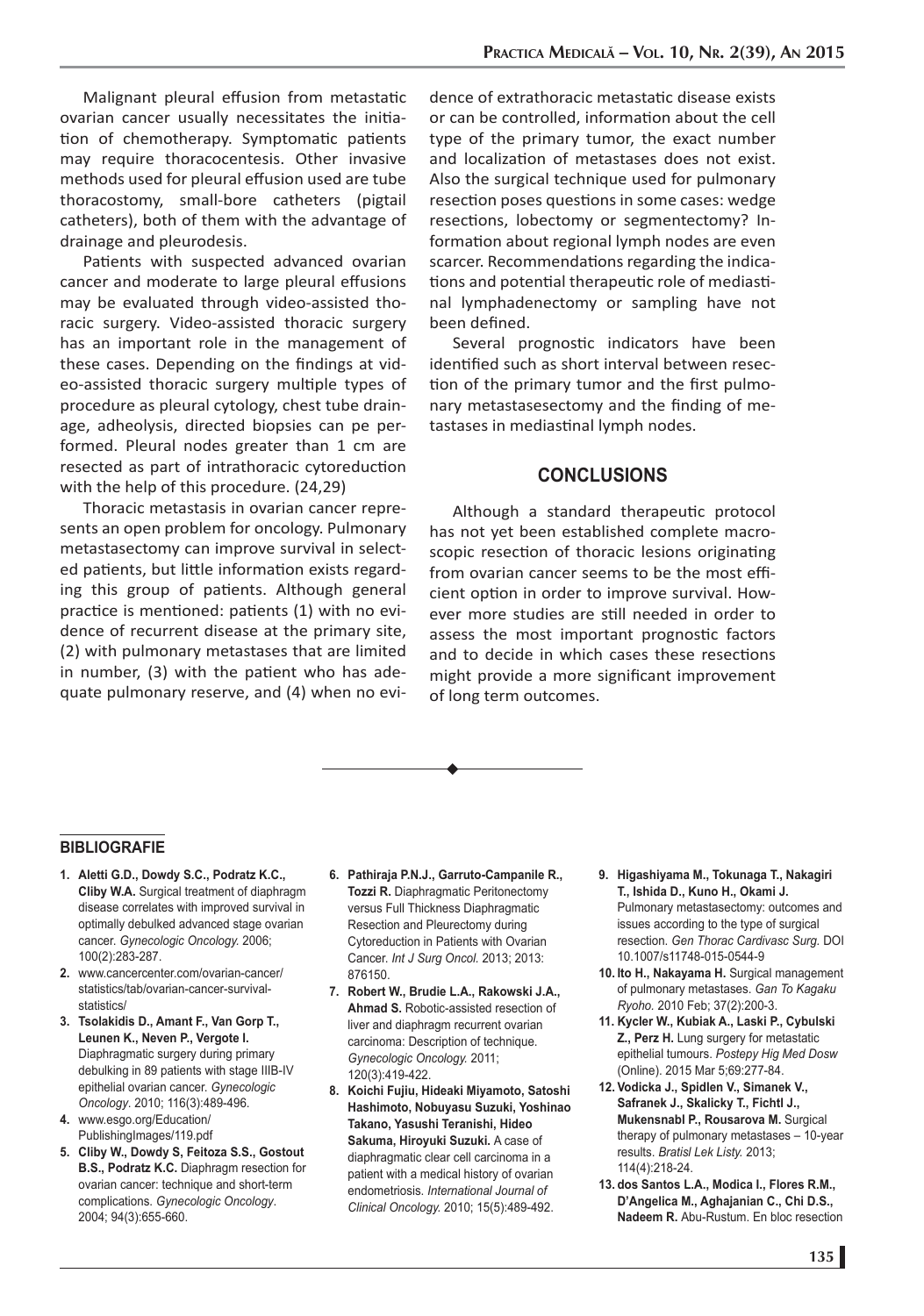Malignant pleural effusion from metastatic ovarian cancer usually necessitates the initiation of chemotherapy. Symptomatic patients may require thoracocentesis. Other invasive methods used for pleural effusion used are tube thoracostomy, small-bore catheters (pigtail catheters), both of them with the advantage of drainage and pleurodesis.

Patients with suspected advanced ovarian cancer and moderate to large pleural effusions may be evaluated through video-assisted thoracic surgery. Video-assisted thoracic surgery has an important role in the management of these cases. Depending on the findings at video-assisted thoracic surgery multiple types of procedure as pleural cytology, chest tube drainage, adheolysis, directed biopsies can pe performed. Pleural nodes greater than 1 cm are resected as part of intrathoracic cytoreduction with the help of this procedure. (24,29)

Thoracic metastasis in ovarian cancer represents an open problem for oncology. Pulmonary metastasectomy can improve survival in selected patients, but little information exists regarding this group of patients. Although general practice is mentioned: patients (1) with no evidence of recurrent disease at the primary site, (2) with pulmonary metastases that are limited in number, (3) with the patient who has adequate pulmonary reserve, and (4) when no evidence of extrathoracic metastatic disease exists or can be controlled, information about the cell type of the primary tumor, the exact number and localization of metastases does not exist. Also the surgical technique used for pulmonary resection poses questions in some cases: wedge resections, lobectomy or segmentectomy? Information about regional lymph nodes are even scarcer. Recommendations regarding the indications and potential therapeutic role of mediastinal lymphadenectomy or sampling have not been defined.

Several prognostic indicators have been identified such as short interval between resection of the primary tumor and the first pulmonary metastasesectomy and the finding of metastases in mediastinal lymph nodes.

## CONCLUSIONS

Although a standard therapeutic protocol has not yet been established complete macroscopic resection of thoracic lesions originating from ovarian cancer seems to be the most efficient option in order to improve survival. However more studies are still needed in order to assess the most important prognostic factors and to decide in which cases these resections might provide a more significant improvement of long term outcomes.

## BIBLIOGRAFIE

1. **Aletti G.D., Dowdy S.C., Podratz K.C., Cliby W.A.** Surgical treatment of diaphragm disease correlates with improved survival in optimally debulked advanced stage ovarian cancer. *Gynecologic Oncology.* 2006; 100(2):283-287.
2. www.cancercenter.com/ovarian-cancer/statistics/tab/ovarian-cancer-survival-statistics/
3. **Tsolakidis D., Amant F., Van Gorp T., Leunen K., Neven P., Vergote I.** Diaphragmatic surgery during primary debulking in 89 patients with stage IIIB-IV epithelial ovarian cancer. *Gynecologic Oncology*. 2010; 116(3):489-496.
4. www.esgo.org/Education/PublishingImages/119.pdf
5. **Cliby W., Dowdy S, Feitoza S.S., Gostout B.S., Podratz K.C.** Diaphragm resection for ovarian cancer: technique and short-term complications. *Gynecologic Oncology*. 2004; 94(3):655-660.
6. **Pathiraja P.N.J., Garruto-Campanile R., Tozzi R.** Diaphragmatic Peritonectomy versus Full Thickness Diaphragmatic Resection and Pleurectomy during Cytoreduction in Patients with Ovarian Cancer. *Int J Surg Oncol.* 2013; 2013: 876150.
7. **Robert W., Brudie L.A., Rakowski J.A., Ahmad S.** Robotic-assisted resection of liver and diaphragm recurrent ovarian carcinoma: Description of technique. *Gynecologic Oncology.* 2011; 120(3):419-422.
8. **Koichi Fujiu, Hideaki Miyamoto, Satoshi Hashimoto, Nobuyasu Suzuki, Yoshinao Takano, Yasushi Teranishi, Hideo Sakuma, Hiroyuki Suzuki.** A case of diaphragmatic clear cell carcinoma in a patient with a medical history of ovarian endometriosis. *International Journal of Clinical Oncology.* 2010; 15(5):489-492.
9. **Higashiyama M., Tokunaga T., Nakagiri T., Ishida D., Kuno H., Okami J.** Pulmonary metastasectomy: outcomes and issues according to the type of surgical resection. *Gen Thorac Cardivasc Surg.* DOI 10.1007/s11748-015-0544-9
10. **Ito H., Nakayama H.** Surgical management of pulmonary metastases. *Gan To Kagaku Ryoho.* 2010 Feb; 37(2):200-3.
11. **Kycler W., Kubiak A., Laski P., Cybulski Z., Perz H.** Lung surgery for metastatic epithelial tumours. *Postepy Hig Med Dosw* (Online). 2015 Mar 5;69:277-84.
12. **Vodicka J., Spidlen V., Simanek V., Safranek J., Skalicky T., Fichtl J., Mukensnabl P., Rousarova M.** Surgical therapy of pulmonary metastases – 10-year results. *Bratisl Lek Listy.* 2013; 114(4):218-24.
13. **dos Santos L.A., Modica I., Flores R.M., D'Angelica M., Aghajanian C., Chi D.S., Nadeem R.** Abu-Rustum. En bloc resection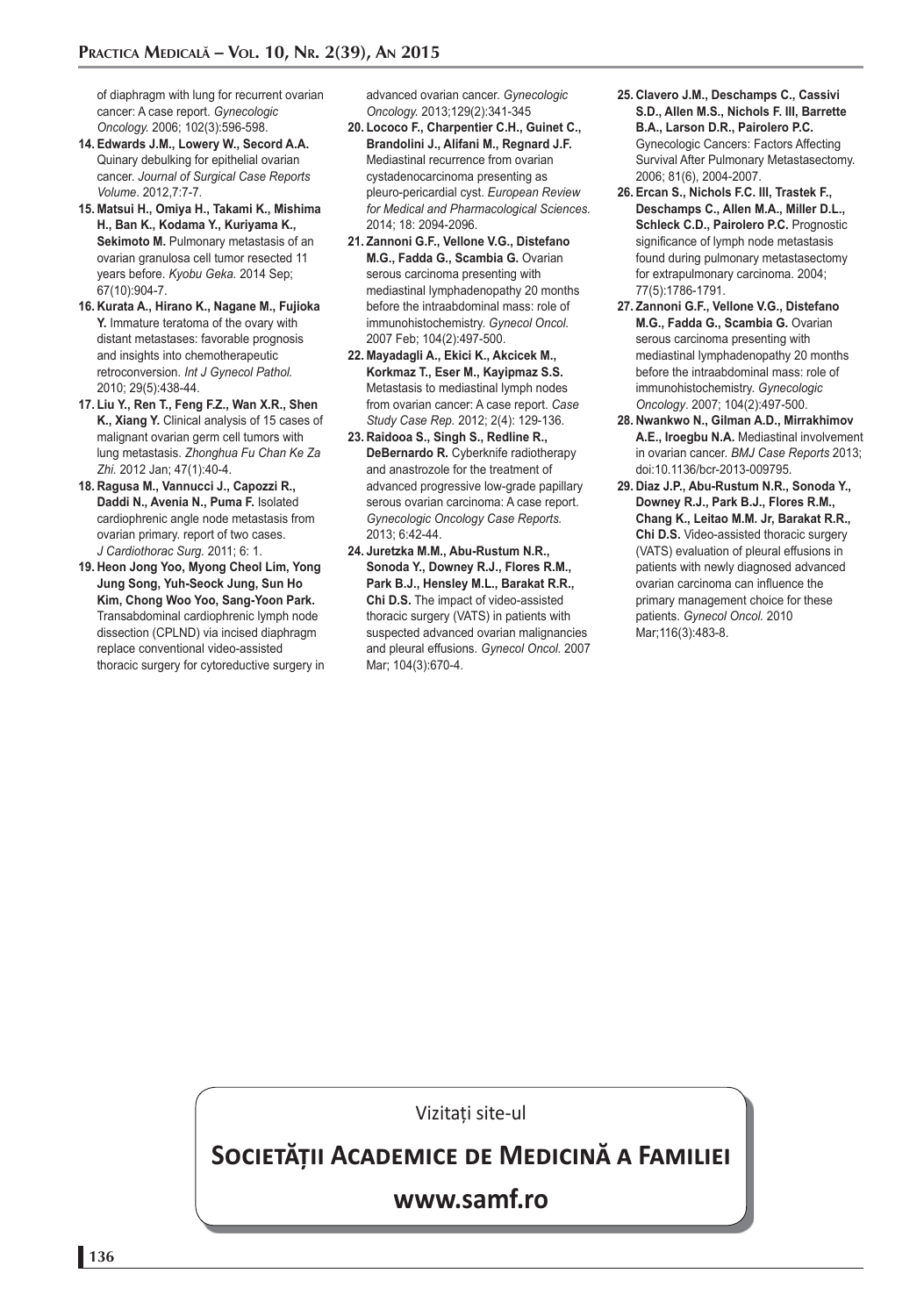of diaphragm with lung for recurrent ovarian cancer: A case report. *Gynecologic Oncology.* 2006; 102(3):596-598.

14. **Edwards J.M., Lowery W., Secord A.A.** Quinary debulking for epithelial ovarian cancer. *Journal of Surgical Case Reports Volume*. 2012,7:7-7.
15. **Matsui H., Omiya H., Takami K., Mishima H., Ban K., Kodama Y., Kuriyama K., Sekimoto M.** Pulmonary metastasis of an ovarian granulosa cell tumor resected 11 years before. *Kyobu Geka.* 2014 Sep; 67(10):904-7.
16. **Kurata A., Hirano K., Nagane M., Fujioka Y.** Immature teratoma of the ovary with distant metastases: favorable prognosis and insights into chemotherapeutic retroconversion. *Int J Gynecol Pathol.* 2010; 29(5):438-44.
17. **Liu Y., Ren T., Feng F.Z., Wan X.R., Shen K., Xiang Y.** Clinical analysis of 15 cases of malignant ovarian germ cell tumors with lung metastasis. *Zhonghua Fu Chan Ke Za Zhi.* 2012 Jan; 47(1):40-4.
18. **Ragusa M., Vannucci J., Capozzi R., Daddi N., Avenia N., Puma F.** Isolated cardiophrenic angle node metastasis from ovarian primary. report of two cases. *J Cardiothorac Surg.* 2011; 6: 1.
19. **Heon Jong Yoo, Myong Cheol Lim, Yong Jung Song, Yuh-Seock Jung, Sun Ho Kim, Chong Woo Yoo, Sang-Yoon Park.** Transabdominal cardiophrenic lymph node dissection (CPLND) via incised diaphragm replace conventional video-assisted thoracic surgery for cytoreductive surgery in advanced ovarian cancer. *Gynecologic Oncology.* 2013;129(2):341-345
20. **Lococo F., Charpentier C.H., Guinet C., Brandolini J., Alifani M., Regnard J.F.** Mediastinal recurrence from ovarian cystadenocarcinoma presenting as pleuro-pericardial cyst. *European Review for Medical and Pharmacological Sciences.* 2014; 18: 2094-2096.
21. **Zannoni G.F., Vellone V.G., Distefano M.G., Fadda G., Scambia G.** Ovarian serous carcinoma presenting with mediastinal lymphadenopathy 20 months before the intraabdominal mass: role of immunohistochemistry. *Gynecol Oncol.* 2007 Feb; 104(2):497-500.
22. **Mayadagli A., Ekici K., Akcicek M., Korkmaz T., Eser M., Kayipmaz S.S.** Metastasis to mediastinal lymph nodes from ovarian cancer: A case report. *Case Study Case Rep.* 2012; 2(4): 129-136.
23. **Raidooa S., Singh S., Redline R., DeBernardo R.** Cyberknife radiotherapy and anastrozole for the treatment of advanced progressive low-grade papillary serous ovarian carcinoma: A case report. *Gynecologic Oncology Case Reports.* 2013; 6:42-44.
24. **Juretzka M.M., Abu-Rustum N.R., Sonoda Y., Downey R.J., Flores R.M., Park B.J., Hensley M.L., Barakat R.R., Chi D.S.** The impact of video-assisted thoracic surgery (VATS) in patients with suspected advanced ovarian malignancies and pleural effusions. *Gynecol Oncol.* 2007 Mar; 104(3):670-4.
25. **Clavero J.M., Deschamps C., Cassivi S.D., Allen M.S., Nichols F. III, Barrette B.A., Larson D.R., Pairolero P.C.** Gynecologic Cancers: Factors Affecting Survival After Pulmonary Metastasectomy. 2006; 81(6), 2004-2007.
26. **Ercan S., Nichols F.C. III, Trastek F., Deschamps C., Allen M.A., Miller D.L., Schleck C.D., Pairolero P.C.** Prognostic significance of lymph node metastasis found during pulmonary metastasectomy for extrapulmonary carcinoma. 2004; 77(5):1786-1791.
27. **Zannoni G.F., Vellone V.G., Distefano M.G., Fadda G., Scambia G.** Ovarian serous carcinoma presenting with mediastinal lymphadenopathy 20 months before the intraabdominal mass: role of immunohistochemistry. *Gynecologic Oncology*. 2007; 104(2):497-500.
28. **Nwankwo N., Gilman A.D., Mirrakhimov A.E., Iroegbu N.A.** Mediastinal involvement in ovarian cancer. *BMJ Case Reports* 2013; doi:10.1136/bcr-2013-009795.
29. **Diaz J.P., Abu-Rustum N.R., Sonoda Y., Downey R.J., Park B.J., Flores R.M., Chang K., Leitao M.M. Jr, Barakat R.R., Chi D.S.** Video-assisted thoracic surgery (VATS) evaluation of pleural effusions in patients with newly diagnosed advanced ovarian carcinoma can influence the primary management choice for these patients. *Gynecol Oncol.* 2010 Mar;116(3):483-8.

Vizitați site-ul

**Societății Academice de Medicină a Familiei**

**www.samf.ro**